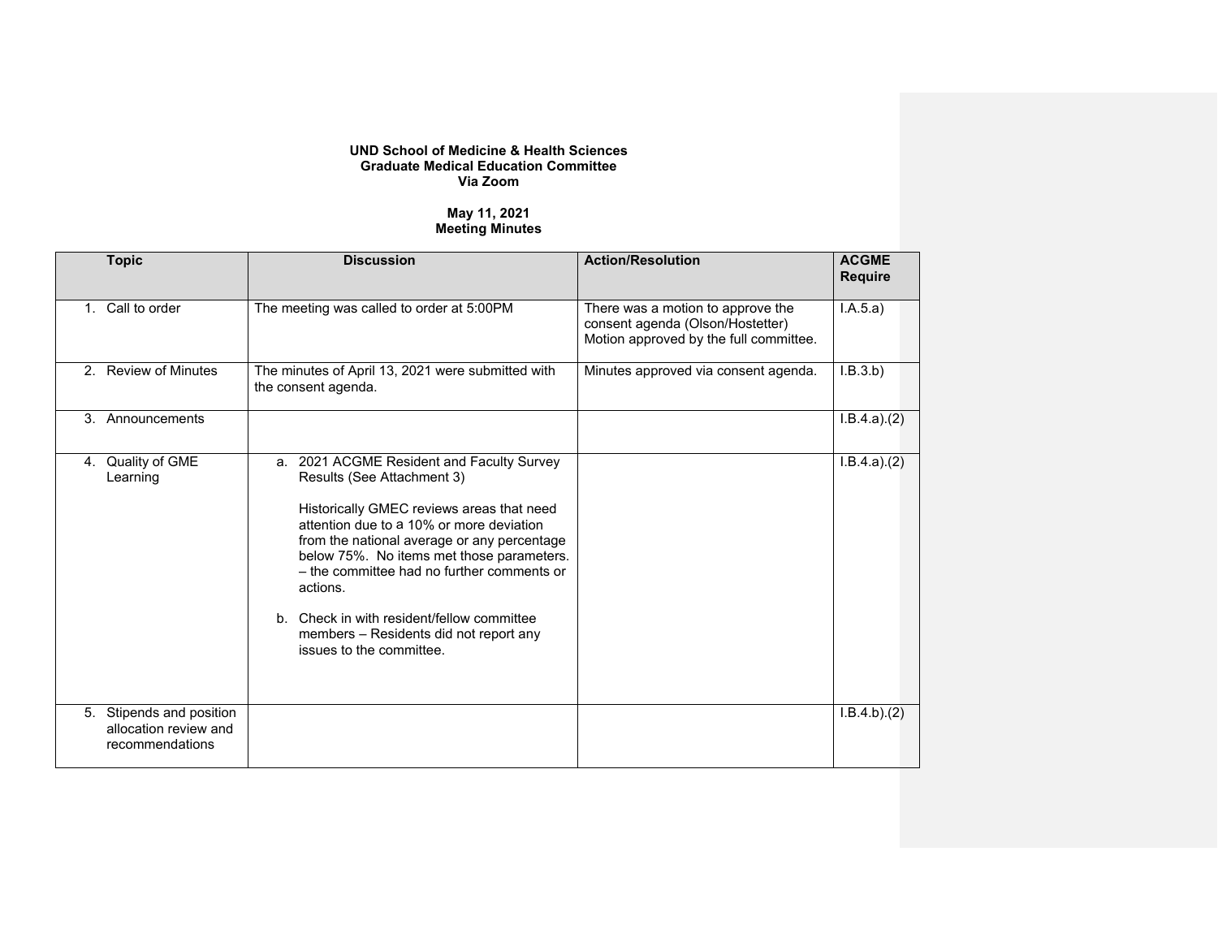**UND School of Medicine & Health Sciences**
**Graduate Medical Education Committee**
**Via Zoom**

**May 11, 2021**
**Meeting Minutes**

| Topic | Discussion | Action/Resolution | ACGME Require |
|---|---|---|---|
| 1. Call to order | The meeting was called to order at 5:00PM | There was a motion to approve the consent agenda (Olson/Hostetter) Motion approved by the full committee. | I.A.5.a) |
| 2. Review of Minutes | The minutes of April 13, 2021 were submitted with the consent agenda. | Minutes approved via consent agenda. | I.B.3.b) |
| 3. Announcements | | | I.B.4.a).(2) |
| 4. Quality of GME Learning | a. 2021 ACGME Resident and Faculty Survey Results (See Attachment 3)<br><br>Historically GMEC reviews areas that need attention due to a 10% or more deviation from the national average or any percentage below 75%. No items met those parameters. – the committee had no further comments or actions.<br><br>b. Check in with resident/fellow committee members – Residents did not report any issues to the committee. | | I.B.4.a).(2) |
| 5. Stipends and position allocation review and recommendations | | | I.B.4.b).(2) |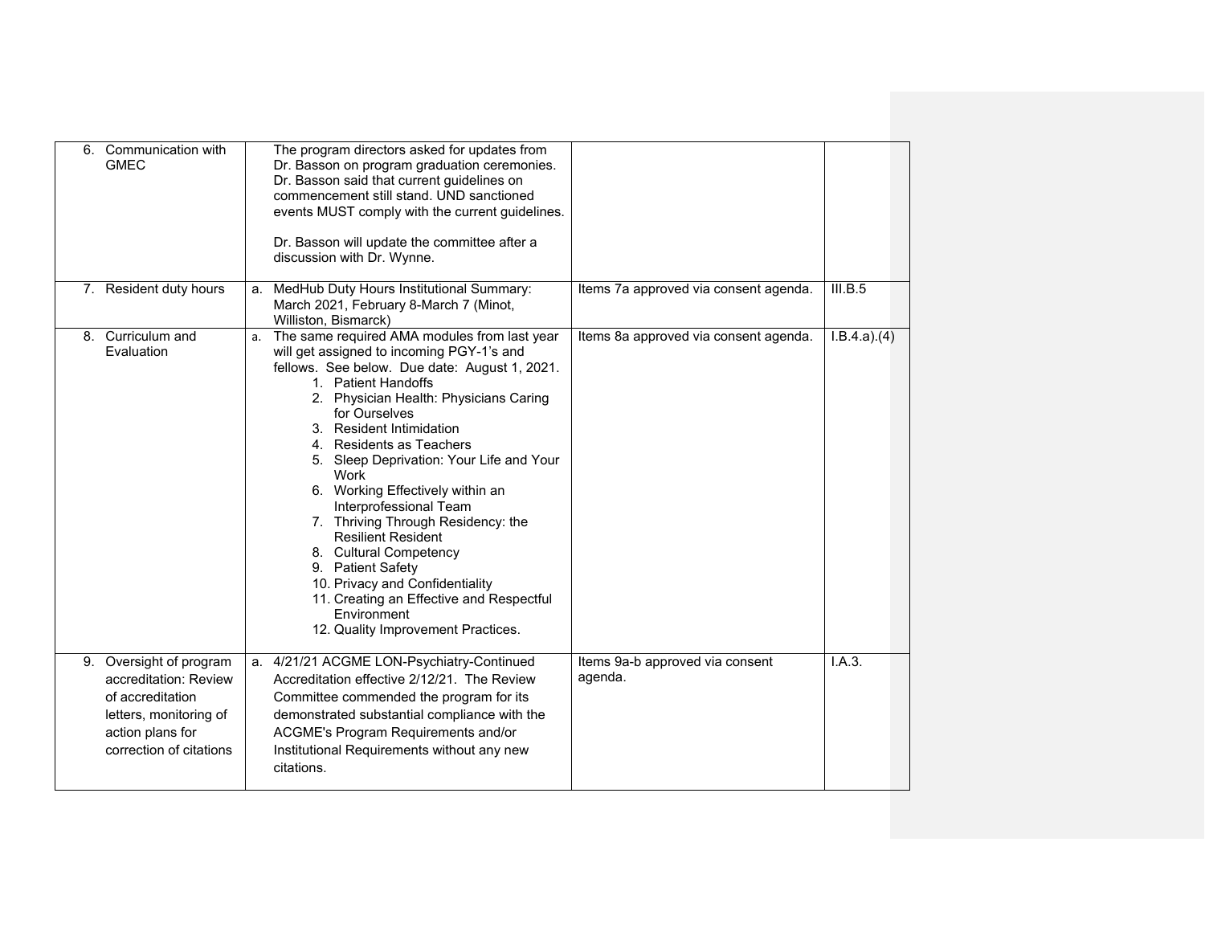| | | | |
|---|---|---|---|
| 6. Communication with GMEC | The program directors asked for updates from Dr. Basson on program graduation ceremonies. Dr. Basson said that current guidelines on commencement still stand. UND sanctioned events MUST comply with the current guidelines.<br><br>Dr. Basson will update the committee after a discussion with Dr. Wynne. | | |
| 7. Resident duty hours | a. MedHub Duty Hours Institutional Summary: March 2021, February 8-March 7 (Minot, Williston, Bismarck) | Items 7a approved via consent agenda. | III.B.5 |
| 8. Curriculum and Evaluation | a. The same required AMA modules from last year will get assigned to incoming PGY-1's and fellows. See below. Due date: August 1, 2021.<br>1. Patient Handoffs<br>2. Physician Health: Physicians Caring for Ourselves<br>3. Resident Intimidation<br>4. Residents as Teachers<br>5. Sleep Deprivation: Your Life and Your Work<br>6. Working Effectively within an Interprofessional Team<br>7. Thriving Through Residency: the Resilient Resident<br>8. Cultural Competency<br>9. Patient Safety<br>10. Privacy and Confidentiality<br>11. Creating an Effective and Respectful Environment<br>12. Quality Improvement Practices. | Items 8a approved via consent agenda. | I.B.4.a).(4) |
| 9. Oversight of program accreditation: Review of accreditation letters, monitoring of action plans for correction of citations | a. 4/21/21 ACGME LON-Psychiatry-Continued Accreditation effective 2/12/21. The Review Committee commended the program for its demonstrated substantial compliance with the ACGME's Program Requirements and/or Institutional Requirements without any new citations. | Items 9a-b approved via consent agenda. | I.A.3. |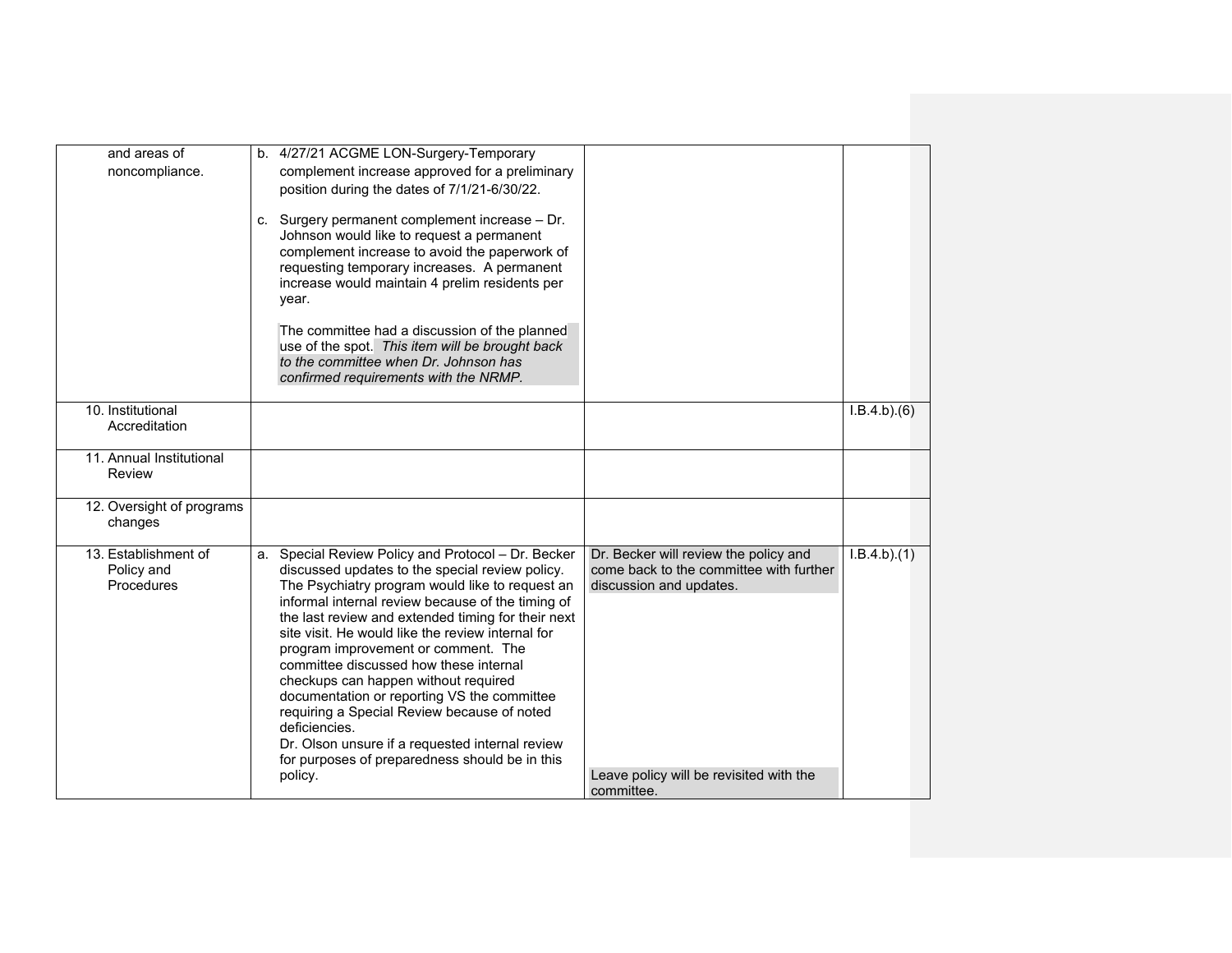| | | | |
|---|---|---|---|
| and areas of noncompliance. | b. 4/27/21 ACGME LON-Surgery-Temporary complement increase approved for a preliminary position during the dates of 7/1/21-6/30/22.<br><br>c. Surgery permanent complement increase – Dr. Johnson would like to request a permanent complement increase to avoid the paperwork of requesting temporary increases. A permanent increase would maintain 4 prelim residents per year.<br><br>The committee had a discussion of the planned use of the spot. *This item will be brought back to the committee when Dr. Johnson has confirmed requirements with the NRMP.* | | |
| 10. Institutional Accreditation | | | I.B.4.b).(6) |
| 11. Annual Institutional Review | | | |
| 12. Oversight of programs changes | | | |
| 13. Establishment of Policy and Procedures | a. Special Review Policy and Protocol – Dr. Becker discussed updates to the special review policy. The Psychiatry program would like to request an informal internal review because of the timing of the last review and extended timing for their next site visit. He would like the review internal for program improvement or comment. The committee discussed how these internal checkups can happen without required documentation or reporting VS the committee requiring a Special Review because of noted deficiencies.<br>Dr. Olson unsure if a requested internal review for purposes of preparedness should be in this policy. | Dr. Becker will review the policy and come back to the committee with further discussion and updates.<br><br>Leave policy will be revisited with the committee. | I.B.4.b).(1) |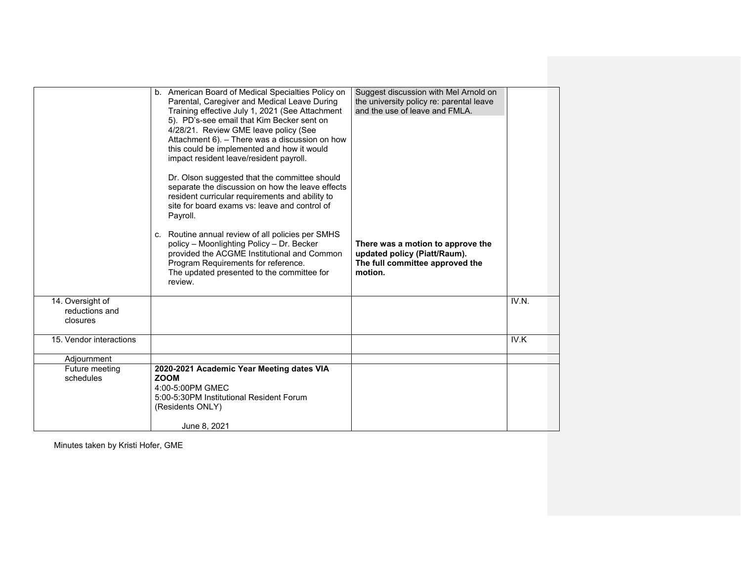| | | | |
|---|---|---|---|
| | b. American Board of Medical Specialties Policy on Parental, Caregiver and Medical Leave During Training effective July 1, 2021 (See Attachment 5). PD's-see email that Kim Becker sent on 4/28/21. Review GME leave policy (See Attachment 6). – There was a discussion on how this could be implemented and how it would impact resident leave/resident payroll.<br><br>Dr. Olson suggested that the committee should separate the discussion on how the leave effects resident curricular requirements and ability to site for board exams vs: leave and control of Payroll.<br><br>c. Routine annual review of all policies per SMHS policy – Moonlighting Policy – Dr. Becker provided the ACGME Institutional and Common Program Requirements for reference. The updated presented to the committee for review. | Suggest discussion with Mel Arnold on the university policy re: parental leave and the use of leave and FMLA.<br><br>**There was a motion to approve the updated policy (Piatt/Raum). The full committee approved the motion.** | |
| 14. Oversight of reductions and closures | | | IV.N. |
| 15. Vendor interactions | | | IV.K |
| Adjournment | | | |
| Future meeting schedules | **2020-2021 Academic Year Meeting dates VIA ZOOM**<br>4:00-5:00PM GMEC<br>5:00-5:30PM Institutional Resident Forum (Residents ONLY)<br><br>June 8, 2021 | | |

Minutes taken by Kristi Hofer, GME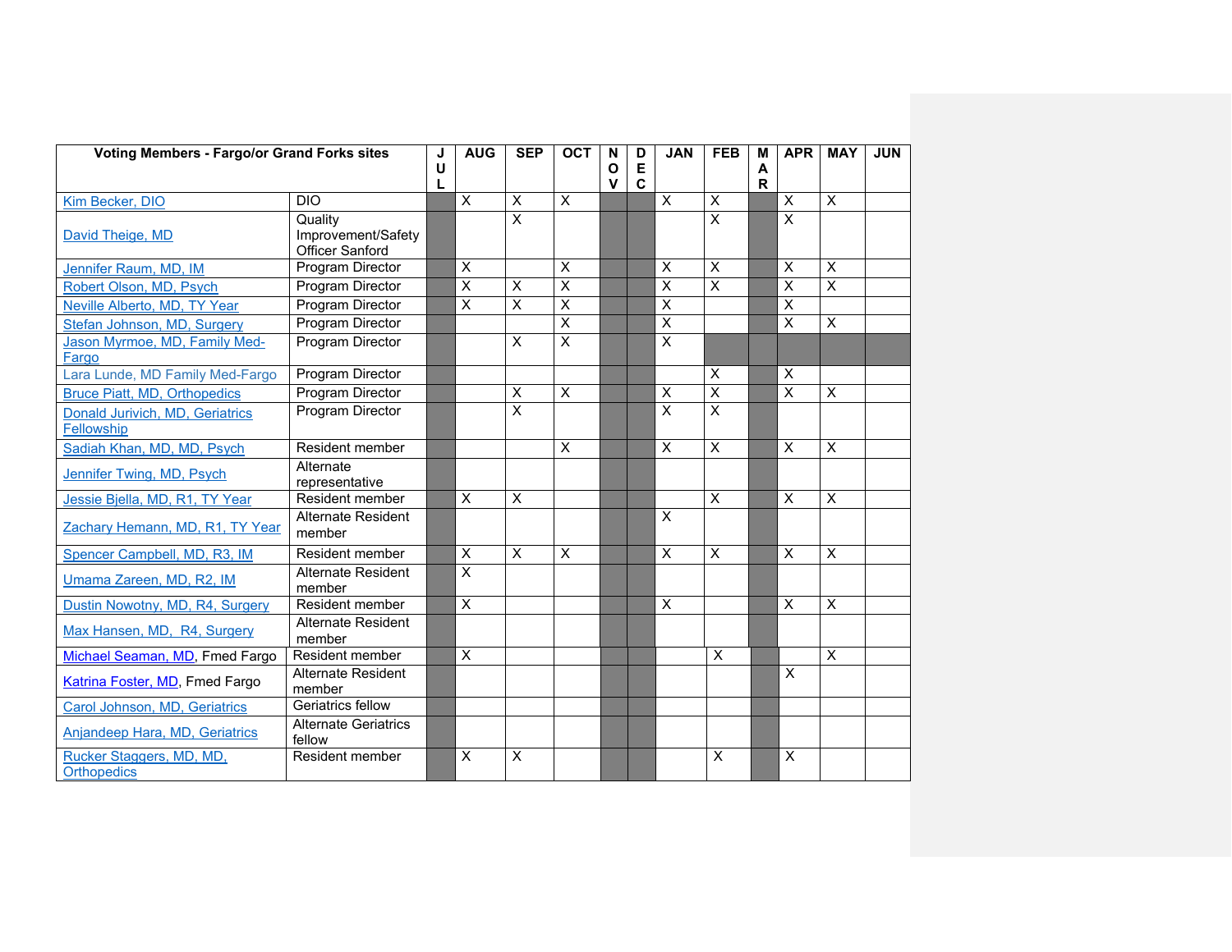| Voting Members - Fargo/or Grand Forks sites | | JUL | AUG | SEP | OCT | NOV | DEC | JAN | FEB | MAR | APR | MAY | JUN |
|---|---|---|---|---|---|---|---|---|---|---|---|---|---|
| Kim Becker, DIO | DIO | | X | X | X | | | X | X | | X | X | |
| David Theige, MD | Quality Improvement/Safety Officer Sanford | | | X | | | | | X | | X | | |
| Jennifer Raum, MD, IM | Program Director | | X | | X | | | X | X | | X | X | |
| Robert Olson, MD, Psych | Program Director | | X | X | X | | | X | X | | X | X | |
| Neville Alberto, MD, TY Year | Program Director | | X | X | X | | | X | | | X | | |
| Stefan Johnson, MD, Surgery | Program Director | | | | X | | | X | | | X | X | |
| Jason Myrmoe, MD, Family Med-Fargo | Program Director | | | X | X | | | X | | | | | |
| Lara Lunde, MD Family Med-Fargo | Program Director | | | | | | | | X | | X | | |
| Bruce Piatt, MD, Orthopedics | Program Director | | | X | X | | | X | X | | X | X | |
| Donald Jurivich, MD, Geriatrics Fellowship | Program Director | | | X | | | | X | X | | | | |
| Sadiah Khan, MD, MD, Psych | Resident member | | | | X | | | X | X | | X | X | |
| Jennifer Twing, MD, Psych | Alternate representative | | | | | | | | | | | | |
| Jessie Bjella, MD, R1, TY Year | Resident member | | X | X | | | | | X | | X | X | |
| Zachary Hemann, MD, R1, TY Year | Alternate Resident member | | | | | | | X | | | | | |
| Spencer Campbell, MD, R3, IM | Resident member | | X | X | X | | | X | X | | X | X | |
| Umama Zareen, MD, R2, IM | Alternate Resident member | | X | | | | | | | | | | |
| Dustin Nowotny, MD, R4, Surgery | Resident member | | X | | | | | X | | | X | X | |
| Max Hansen, MD, R4, Surgery | Alternate Resident member | | | | | | | | | | | | |
| Michael Seaman, MD, Fmed Fargo | Resident member | | X | | | | | | X | | | X | |
| Katrina Foster, MD, Fmed Fargo | Alternate Resident member | | | | | | | | | | X | | |
| Carol Johnson, MD, Geriatrics | Geriatrics fellow | | | | | | | | | | | | |
| Anjandeep Hara, MD, Geriatrics | Alternate Geriatrics fellow | | | | | | | | | | | | |
| Rucker Staggers, MD, MD, Orthopedics | Resident member | | X | X | | | | | X | | X | | |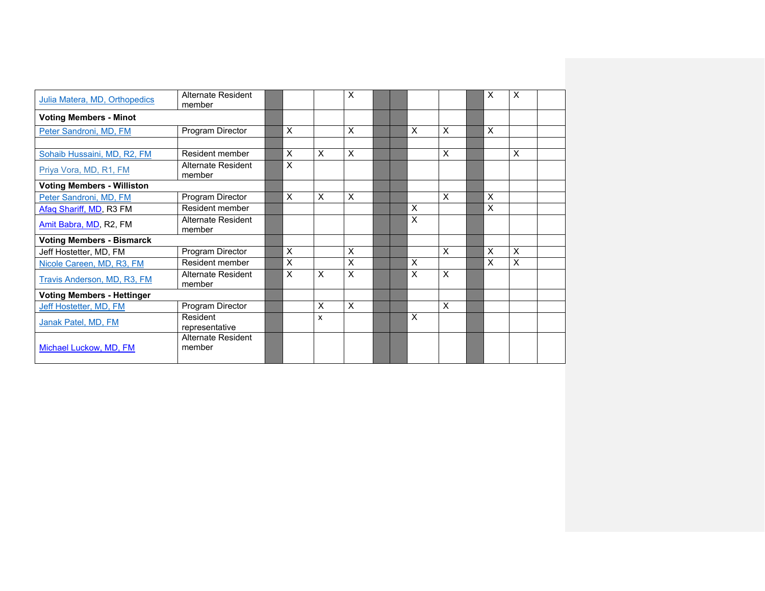| | | | | | | | | | | | | | |
|---|---|---|---|---|---|---|---|---|---|---|---|---|---|
| Julia Matera, MD, Orthopedics | Alternate Resident member | | | | X | | | | | | X | X | |
| **Voting Members - Minot** | | | | | | | | | | | | | |
| Peter Sandroni, MD, FM | Program Director | | X | | X | | | X | X | | X | | |
| | | | | | | | | | | | | | |
| Sohaib Hussaini, MD, R2, FM | Resident member | | X | X | X | | | | X | | | X | |
| Priya Vora, MD, R1, FM | Alternate Resident member | | X | | | | | | | | | | |
| **Voting Members - Williston** | | | | | | | | | | | | | |
| Peter Sandroni, MD, FM | Program Director | | X | X | X | | | | X | | X | | |
| Afaq Shariff, MD, R3 FM | Resident member | | | | | | | X | | | X | | |
| Amit Babra, MD, R2, FM | Alternate Resident member | | | | | | | X | | | | | |
| **Voting Members - Bismarck** | | | | | | | | | | | | | |
| Jeff Hostetter, MD, FM | Program Director | | X | | X | | | | X | | X | X | |
| Nicole Careen, MD, R3, FM | Resident member | | X | | X | | | X | | | X | X | |
| Travis Anderson, MD, R3, FM | Alternate Resident member | | X | X | X | | | X | X | | | | |
| **Voting Members - Hettinger** | | | | | | | | | | | | | |
| Jeff Hostetter, MD, FM | Program Director | | | X | X | | | | X | | | | |
| Janak Patel, MD, FM | Resident representative | | | x | | | | X | | | | | |
| Michael Luckow, MD, FM | Alternate Resident member | | | | | | | | | | | | |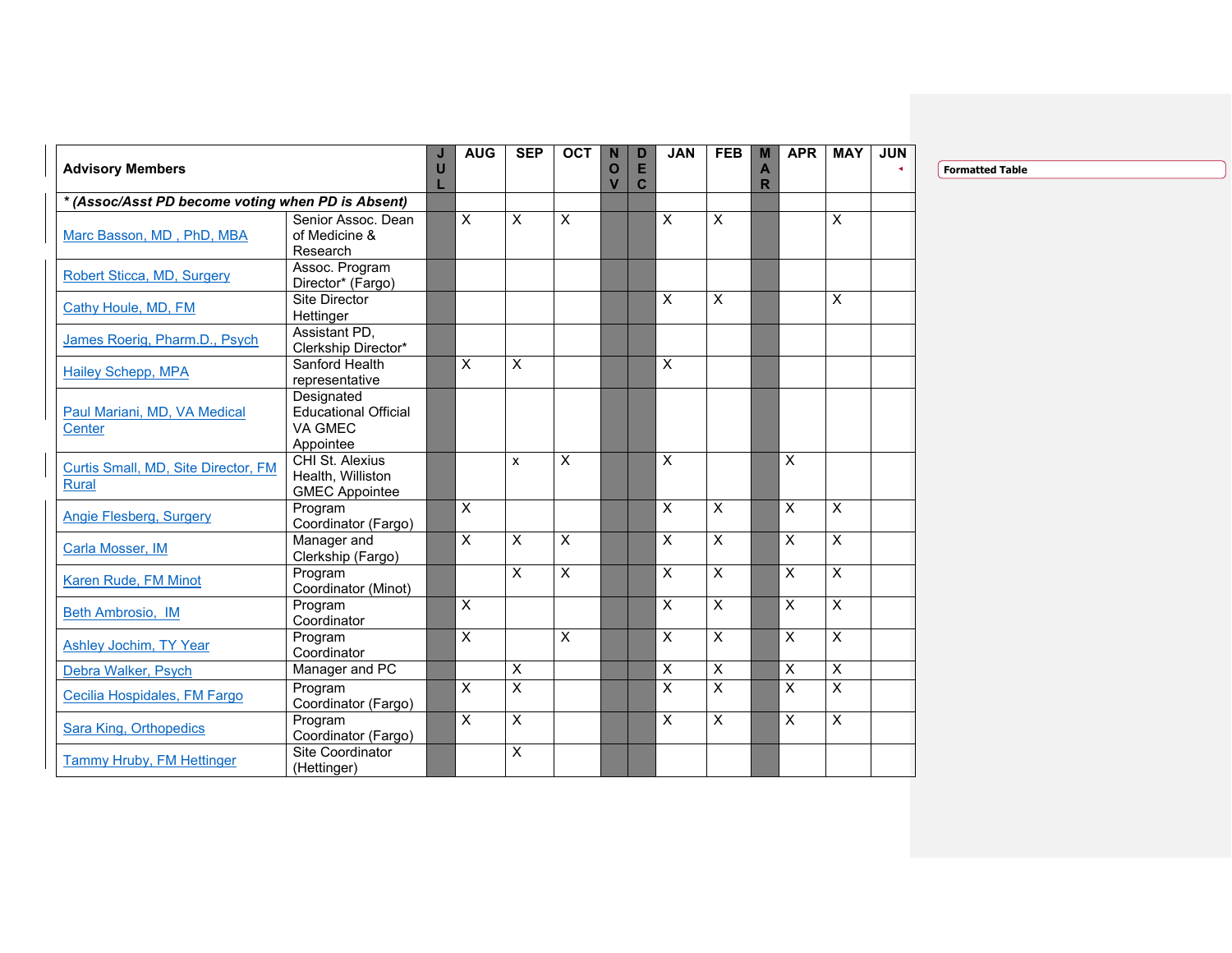| Advisory Members | | JUL | AUG | SEP | OCT | NOV | DEC | JAN | FEB | MAR | APR | MAY | JUN |
|---|---|---|---|---|---|---|---|---|---|---|---|---|---|
| *** (Assoc/Asst PD become voting when PD is Absent)** | | | | | | | | | | | | | |
| Marc Basson, MD , PhD, MBA | Senior Assoc. Dean of Medicine & Research | | X | X | X | | | X | X | | | X | |
| Robert Sticca, MD, Surgery | Assoc. Program Director* (Fargo) | | | | | | | | | | | | |
| Cathy Houle, MD, FM | Site Director Hettinger | | | | | | | X | X | | | X | |
| James Roerig, Pharm.D., Psych | Assistant PD, Clerkship Director* | | | | | | | | | | | | |
| Hailey Schepp, MPA | Sanford Health representative | | X | X | | | | X | | | | | |
| Paul Mariani, MD, VA Medical Center | Designated Educational Official VA GMEC Appointee | | | | | | | | | | | | |
| Curtis Small, MD, Site Director, FM Rural | CHI St. Alexius Health, Williston GMEC Appointee | | | x | X | | | X | | | X | | |
| Angie Flesberg, Surgery | Program Coordinator (Fargo) | | X | | | | | X | X | | X | X | |
| Carla Mosser, IM | Manager and Clerkship (Fargo) | | X | X | X | | | X | X | | X | X | |
| Karen Rude, FM Minot | Program Coordinator (Minot) | | | X | X | | | X | X | | X | X | |
| Beth Ambrosio, IM | Program Coordinator | | X | | | | | X | X | | X | X | |
| Ashley Jochim, TY Year | Program Coordinator | | X | | X | | | X | X | | X | X | |
| Debra Walker, Psych | Manager and PC | | | X | | | | X | X | | X | X | |
| Cecilia Hospidales, FM Fargo | Program Coordinator (Fargo) | | X | X | | | | X | X | | X | X | |
| Sara King, Orthopedics | Program Coordinator (Fargo) | | X | X | | | | X | X | | X | X | |
| Tammy Hruby, FM Hettinger | Site Coordinator (Hettinger) | | | X | | | | | | | | | |

Formatted Table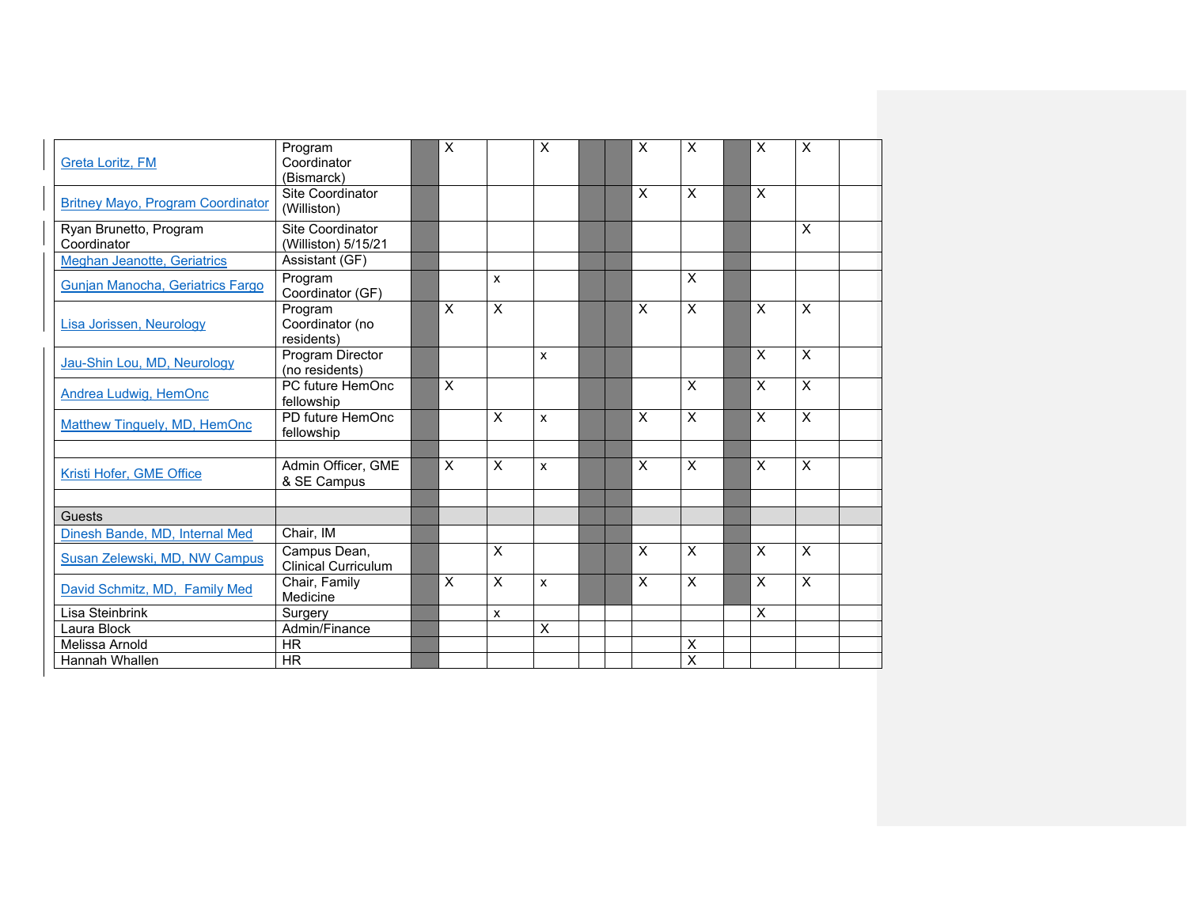| | | | | | | | | | | | | | |
|---|---|---|---|---|---|---|---|---|---|---|---|---|---|
| Greta Loritz, FM | Program Coordinator (Bismarck) | | X | | X | | | X | X | | X | X | |
| Britney Mayo, Program Coordinator | Site Coordinator (Williston) | | | | | | | X | X | | X | | |
| Ryan Brunetto, Program Coordinator | Site Coordinator (Williston) 5/15/21 | | | | | | | | | | | X | |
| Meghan Jeanotte, Geriatrics | Assistant (GF) | | | | | | | | | | | | |
| Gunjan Manocha, Geriatrics Fargo | Program Coordinator (GF) | | | x | | | | | X | | | | |
| Lisa Jorissen, Neurology | Program Coordinator (no residents) | | X | X | | | | X | X | | X | X | |
| Jau-Shin Lou, MD, Neurology | Program Director (no residents) | | | | x | | | | | | X | X | |
| Andrea Ludwig, HemOnc | PC future HemOnc fellowship | | X | | | | | | X | | X | X | |
| Matthew Tinguely, MD, HemOnc | PD future HemOnc fellowship | | | X | x | | | X | X | | X | X | |
| | | | | | | | | | | | | | |
| Kristi Hofer, GME Office | Admin Officer, GME & SE Campus | | X | X | x | | | X | X | | X | X | |
| | | | | | | | | | | | | | |
| Guests | | | | | | | | | | | | | |
| Dinesh Bande, MD, Internal Med | Chair, IM | | | | | | | | | | | | |
| Susan Zelewski, MD, NW Campus | Campus Dean, Clinical Curriculum | | | X | | | | X | X | | X | X | |
| David Schmitz, MD, Family Med | Chair, Family Medicine | | X | X | x | | | X | X | | X | X | |
| Lisa Steinbrink | Surgery | | | x | | | | | | | X | | |
| Laura Block | Admin/Finance | | | | X | | | | | | | | |
| Melissa Arnold | HR | | | | | | | | X | | | | |
| Hannah Whallen | HR | | | | | | | | X | | | | |